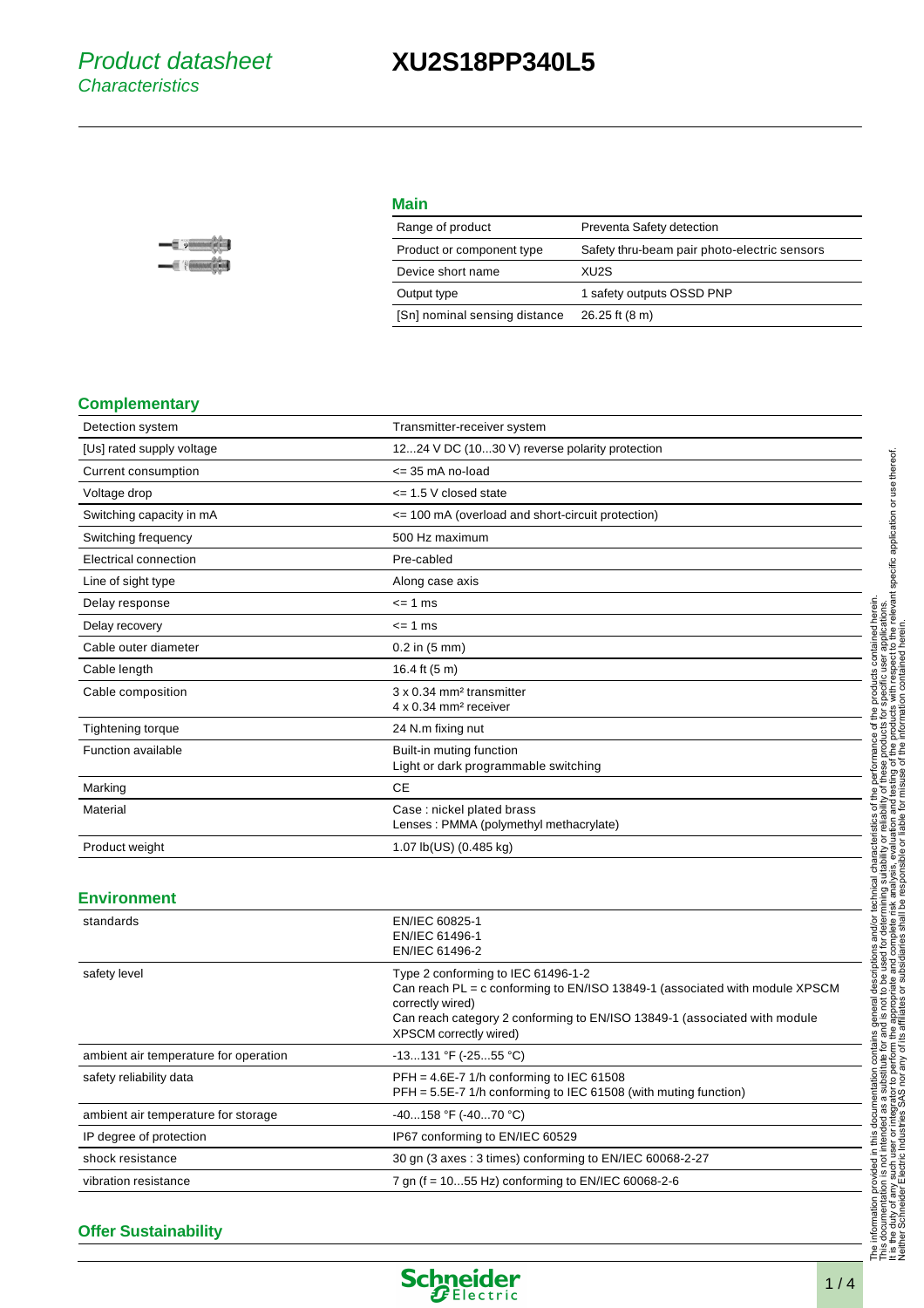# Product datasheet
## Characteristics

# XU2S18PP340L5

## Main

| | |
|---|---|
| Range of product | Preventa Safety detection |
| Product or component type | Safety thru-beam pair photo-electric sensors |
| Device short name | XU2S |
| Output type | 1 safety outputs OSSD PNP |
| [Sn] nominal sensing distance | 26.25 ft (8 m) |

## Complementary

| | |
|---|---|
| Detection system | Transmitter-receiver system |
| [Us] rated supply voltage | 12...24 V DC (10...30 V) reverse polarity protection |
| Current consumption | <= 35 mA no-load |
| Voltage drop | <= 1.5 V closed state |
| Switching capacity in mA | <= 100 mA (overload and short-circuit protection) |
| Switching frequency | 500 Hz maximum |
| Electrical connection | Pre-cabled |
| Line of sight type | Along case axis |
| Delay response | <= 1 ms |
| Delay recovery | <= 1 ms |
| Cable outer diameter | 0.2 in (5 mm) |
| Cable length | 16.4 ft (5 m) |
| Cable composition | 3 x 0.34 mm² transmitter<br>4 x 0.34 mm² receiver |
| Tightening torque | 24 N.m fixing nut |
| Function available | Built-in muting function<br>Light or dark programmable switching |
| Marking | CE |
| Material | Case : nickel plated brass<br>Lenses : PMMA (polymethyl methacrylate) |
| Product weight | 1.07 lb(US) (0.485 kg) |

## Environment

| | |
|---|---|
| standards | EN/IEC 60825-1<br>EN/IEC 61496-1<br>EN/IEC 61496-2 |
| safety level | Type 2 conforming to IEC 61496-1-2<br>Can reach PL = c conforming to EN/ISO 13849-1 (associated with module XPSCM correctly wired)<br>Can reach category 2 conforming to EN/ISO 13849-1 (associated with module XPSCM correctly wired) |
| ambient air temperature for operation | -13...131 °F (-25...55 °C) |
| safety reliability data | PFH = 4.6E-7 1/h conforming to IEC 61508<br>PFH = 5.5E-7 1/h conforming to IEC 61508 (with muting function) |
| ambient air temperature for storage | -40...158 °F (-40...70 °C) |
| IP degree of protection | IP67 conforming to EN/IEC 60529 |
| shock resistance | 30 gn (3 axes : 3 times) conforming to EN/IEC 60068-2-27 |
| vibration resistance | 7 gn (f = 10...55 Hz) conforming to EN/IEC 60068-2-6 |

## Offer Sustainability

The information provided in this documentation contains general descriptions and/or technical characteristics of the performance of the products contained herein.
This documentation is not intended as a substitute for and is not to be used for determining suitability or reliability of these products for specific user applications.
It is the duty of any such user or integrator to perform the appropriate and complete risk analysis, evaluation and testing of the products with respect to the relevant specific application or use thereof.
Neither Schneider Electric Industries SAS nor any of its affiliates or subsidiaries shall be responsible or liable for misuse of the information contained herein.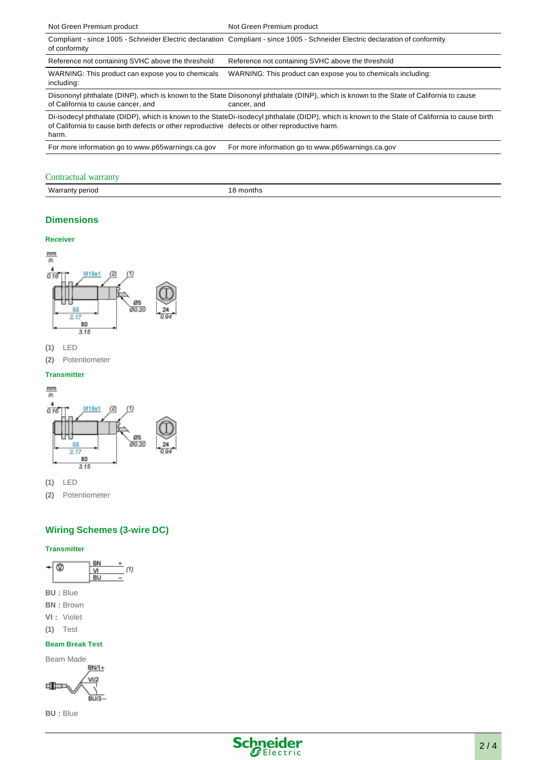| | |
|---|---|
| Not Green Premium product | Not Green Premium product |
| Compliant - since 1005 - Schneider Electric declaration of conformity | Compliant - since 1005 - Schneider Electric declaration of conformity |
| Reference not containing SVHC above the threshold | Reference not containing SVHC above the threshold |
| WARNING: This product can expose you to chemicals including: | WARNING: This product can expose you to chemicals including: |
| Diisononyl phthalate (DINP), which is known to the State of California to cause cancer, and | Diisononyl phthalate (DINP), which is known to the State of California to cause cancer, and |
| Di-isodecyl phthalate (DIDP), which is known to the State of California to cause birth defects or other reproductive harm. | Di-isodecyl phthalate (DIDP), which is known to the State of California to cause birth defects or other reproductive harm. |
| For more information go to www.p65warnings.ca.gov | For more information go to www.p65warnings.ca.gov |

## Contractual warranty

| | |
|---|---|
| Warranty period | 18 months |

## Dimensions

### Receiver

mm / in.

4 / 0.16 — M18x1 — (2) — (1) — Ø5 / Ø0.20 — 55 / 2.17 — 80 / 3.15 — 24 / 0.94

**(1)** LED

**(2)** Potentiometer

### Transmitter

mm / in.

4 / 0.16 — M18x1 — (2) — (1) — Ø5 / Ø0.20 — 55 / 2.17 — 80 / 3.15 — 24 / 0.94

**(1)** LED

**(2)** Potentiometer

## Wiring Schemes (3-wire DC)

### Transmitter

BN + / VI / BU − (1)

**BU :** Blue

**BN :** Brown

**VI :** Violet

**(1)** Test

### Beam Break Test

Beam Made

BN/1+ / VI/2 / BU/3−

**BU :** Blue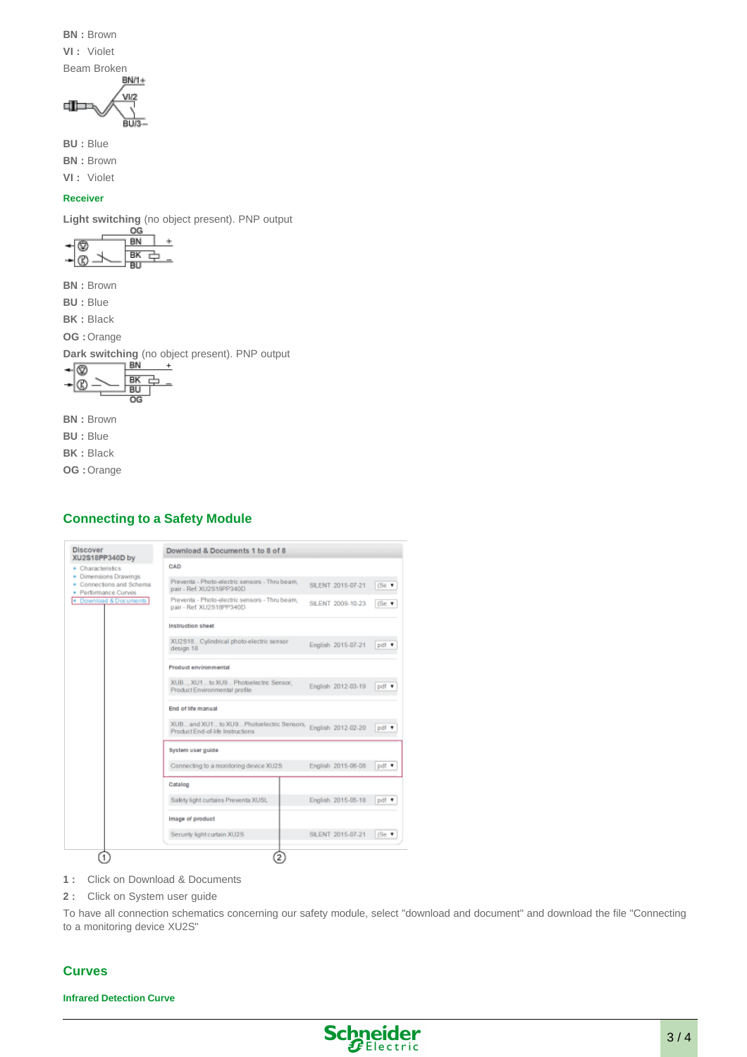**BN :** Brown

**VI :** Violet

Beam Broken

**BU :** Blue

**BN :** Brown

**VI :** Violet

### Receiver

**Light switching** (no object present). PNP output

**BN :** Brown

**BU :** Blue

**BK :** Black

**OG :** Orange

**Dark switching** (no object present). PNP output

**BN :** Brown

**BU :** Blue

**BK :** Black

**OG :** Orange

## Connecting to a Safety Module

**1 :** Click on Download & Documents

**2 :** Click on System user guide

To have all connection schematics concerning our safety module, select "download and document" and download the file "Connecting to a monitoring device XU2S"

## Curves

### Infrared Detection Curve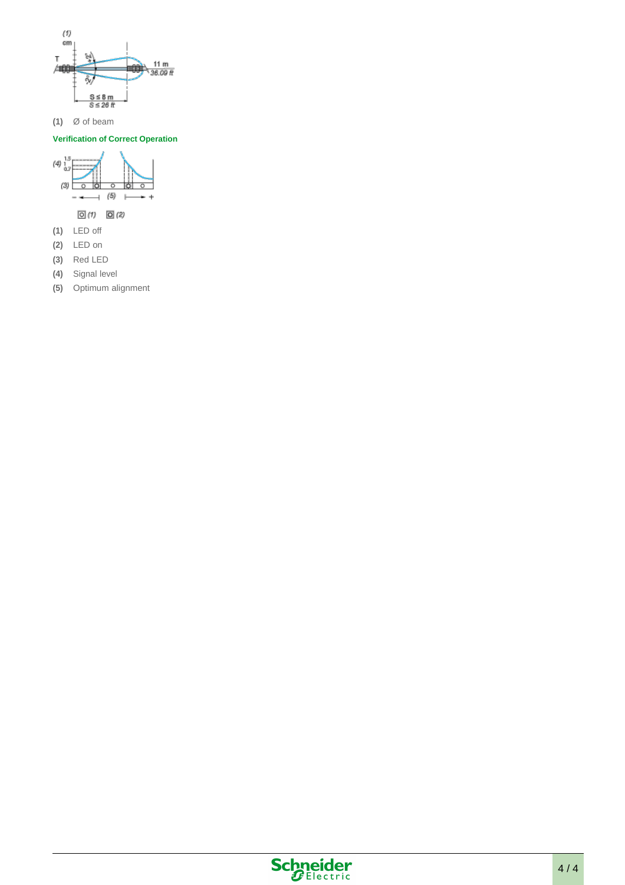**(1)** Ø of beam

**Verification of Correct Operation**

**(1)** LED off

**(2)** LED on

**(3)** Red LED

**(4)** Signal level

**(5)** Optimum alignment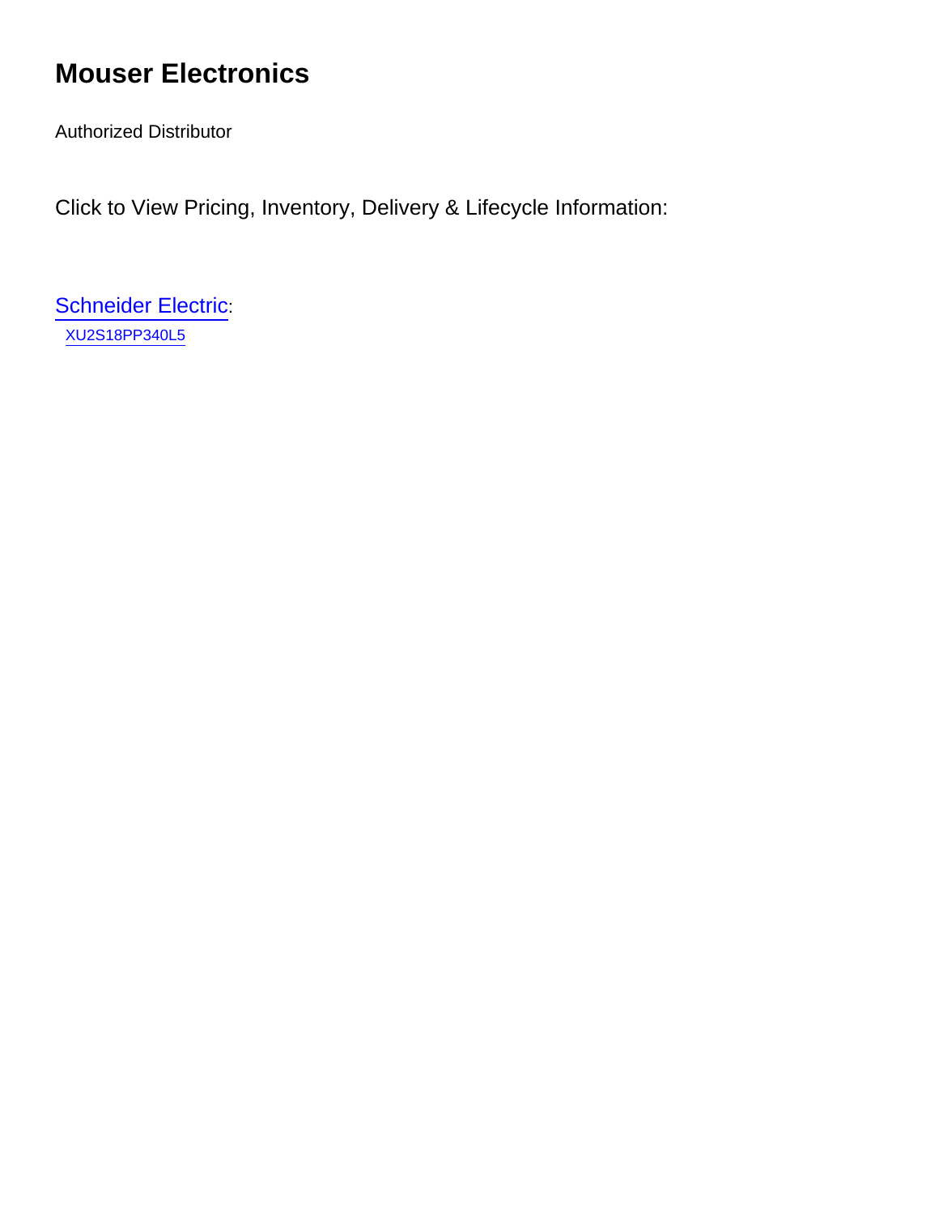# Mouser Electronics

Authorized Distributor

Click to View Pricing, Inventory, Delivery & Lifecycle Information:

Schneider Electric:

XU2S18PP340L5